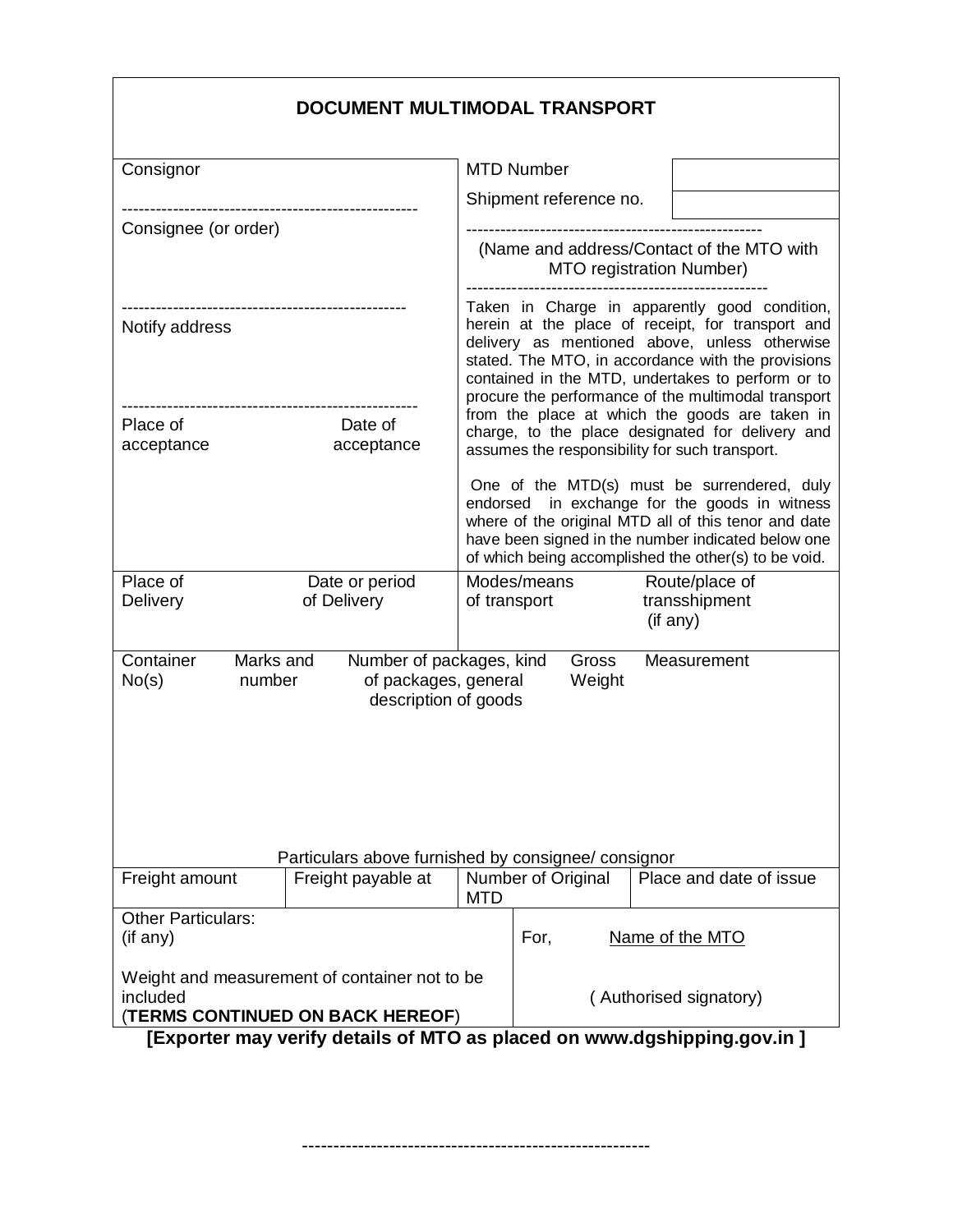# DOCUMENT MULTIMODAL TRANSPORT

| | | | |
|---|---|---|---|
| Consignor<br><br>Consignee (or order)<br><br>Notify address<br><br>Place of acceptance &nbsp;&nbsp;&nbsp;&nbsp; Date of acceptance | | MTD Number | |
| | | Shipment reference no. | |
| | | (Name and address/Contact of the MTO with MTO registration Number)<br><br>Taken in Charge in apparently good condition, herein at the place of receipt, for transport and delivery as mentioned above, unless otherwise stated. The MTO, in accordance with the provisions contained in the MTD, undertakes to perform or to procure the performance of the multimodal transport from the place at which the goods are taken in charge, to the place designated for delivery and assumes the responsibility for such transport.<br><br>One of the MTD(s) must be surrendered, duly endorsed in exchange for the goods in witness where of the original MTD all of this tenor and date have been signed in the number indicated below one of which being accomplished the other(s) to be void. | |
| Place of Delivery | Date or period of Delivery | Modes/means of transport | Route/place of transshipment (if any) |

| Container No(s) | Marks and number | Number of packages, kind of packages, general description of goods | Gross Weight | Measurement |
|---|---|---|---|---|
| | | | | |

Particulars above furnished by consignee/ consignor

| Freight amount | Freight payable at | Number of Original MTD | Place and date of issue |
|---|---|---|---|
| | | | |

| | |
|---|---|
| Other Particulars:<br>(if any)<br><br>Weight and measurement of container not to be included<br>(**TERMS CONTINUED ON BACK HEREOF**) | For, Name of the MTO<br><br>( Authorised signatory) |

**[Exporter may verify details of MTO as placed on www.dgshipping.gov.in ]**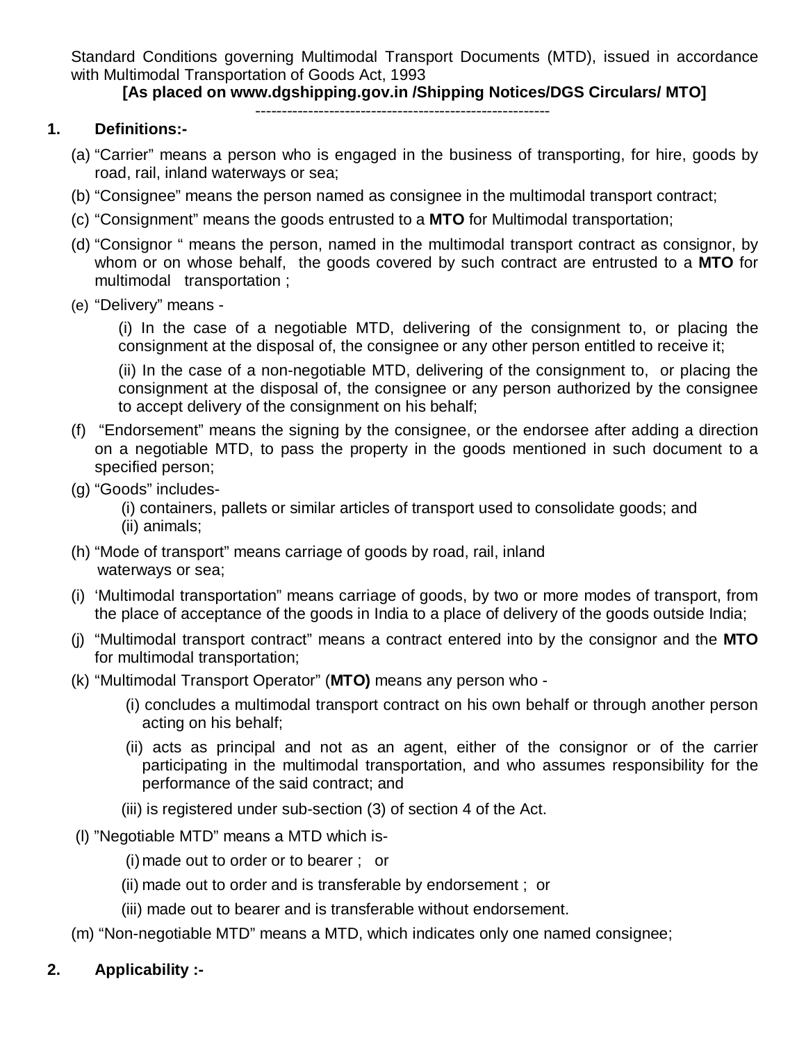Standard Conditions governing Multimodal Transport Documents (MTD), issued in accordance with Multimodal Transportation of Goods Act, 1993

**[As placed on www.dgshipping.gov.in /Shipping Notices/DGS Circulars/ MTO]**

---------------------------------------------------------

## 1. Definitions:-

(a) "Carrier" means a person who is engaged in the business of transporting, for hire, goods by road, rail, inland waterways or sea;

(b) "Consignee" means the person named as consignee in the multimodal transport contract;

(c) "Consignment" means the goods entrusted to a **MTO** for Multimodal transportation;

(d) "Consignor " means the person, named in the multimodal transport contract as consignor, by whom or on whose behalf, the goods covered by such contract are entrusted to a **MTO** for multimodal transportation ;

(e) "Delivery" means -

(i) In the case of a negotiable MTD, delivering of the consignment to, or placing the consignment at the disposal of, the consignee or any other person entitled to receive it;

(ii) In the case of a non-negotiable MTD, delivering of the consignment to, or placing the consignment at the disposal of, the consignee or any person authorized by the consignee to accept delivery of the consignment on his behalf;

(f) "Endorsement" means the signing by the consignee, or the endorsee after adding a direction on a negotiable MTD, to pass the property in the goods mentioned in such document to a specified person;

(g) "Goods" includes-

(i) containers, pallets or similar articles of transport used to consolidate goods; and

(ii) animals;

(h) "Mode of transport" means carriage of goods by road, rail, inland waterways or sea;

(i) 'Multimodal transportation" means carriage of goods, by two or more modes of transport, from the place of acceptance of the goods in India to a place of delivery of the goods outside India;

(j) "Multimodal transport contract" means a contract entered into by the consignor and the **MTO** for multimodal transportation;

(k) "Multimodal Transport Operator" (**MTO)** means any person who -

(i) concludes a multimodal transport contract on his own behalf or through another person acting on his behalf;

(ii) acts as principal and not as an agent, either of the consignor or of the carrier participating in the multimodal transportation, and who assumes responsibility for the performance of the said contract; and

(iii) is registered under sub-section (3) of section 4 of the Act.

(l) "Negotiable MTD" means a MTD which is-

(i) made out to order or to bearer ; or

(ii) made out to order and is transferable by endorsement ; or

(iii) made out to bearer and is transferable without endorsement.

(m) "Non-negotiable MTD" means a MTD, which indicates only one named consignee;

## 2. Applicability :-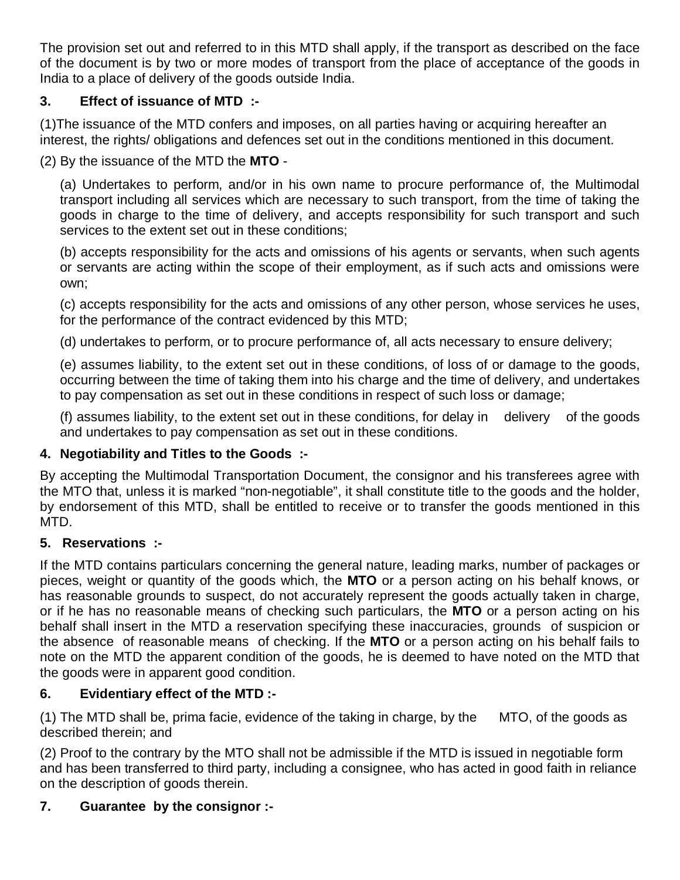The provision set out and referred to in this MTD shall apply, if the transport as described on the face of the document is by two or more modes of transport from the place of acceptance of the goods in India to a place of delivery of the goods outside India.

**3. Effect of issuance of MTD :-**

(1)The issuance of the MTD confers and imposes, on all parties having or acquiring hereafter an interest, the rights/ obligations and defences set out in the conditions mentioned in this document.

(2) By the issuance of the MTD the **MTO** -

(a) Undertakes to perform, and/or in his own name to procure performance of, the Multimodal transport including all services which are necessary to such transport, from the time of taking the goods in charge to the time of delivery, and accepts responsibility for such transport and such services to the extent set out in these conditions;

(b) accepts responsibility for the acts and omissions of his agents or servants, when such agents or servants are acting within the scope of their employment, as if such acts and omissions were own;

(c) accepts responsibility for the acts and omissions of any other person, whose services he uses, for the performance of the contract evidenced by this MTD;

(d) undertakes to perform, or to procure performance of, all acts necessary to ensure delivery;

(e) assumes liability, to the extent set out in these conditions, of loss of or damage to the goods, occurring between the time of taking them into his charge and the time of delivery, and undertakes to pay compensation as set out in these conditions in respect of such loss or damage;

(f) assumes liability, to the extent set out in these conditions, for delay in delivery of the goods and undertakes to pay compensation as set out in these conditions.

**4. Negotiability and Titles to the Goods :-**

By accepting the Multimodal Transportation Document, the consignor and his transferees agree with the MTO that, unless it is marked "non-negotiable", it shall constitute title to the goods and the holder, by endorsement of this MTD, shall be entitled to receive or to transfer the goods mentioned in this MTD.

**5. Reservations :-**

If the MTD contains particulars concerning the general nature, leading marks, number of packages or pieces, weight or quantity of the goods which, the **MTO** or a person acting on his behalf knows, or has reasonable grounds to suspect, do not accurately represent the goods actually taken in charge, or if he has no reasonable means of checking such particulars, the **MTO** or a person acting on his behalf shall insert in the MTD a reservation specifying these inaccuracies, grounds of suspicion or the absence of reasonable means of checking. If the **MTO** or a person acting on his behalf fails to note on the MTD the apparent condition of the goods, he is deemed to have noted on the MTD that the goods were in apparent good condition.

**6. Evidentiary effect of the MTD :-**

(1) The MTD shall be, prima facie, evidence of the taking in charge, by the MTO, of the goods as described therein; and

(2) Proof to the contrary by the MTO shall not be admissible if the MTD is issued in negotiable form and has been transferred to third party, including a consignee, who has acted in good faith in reliance on the description of goods therein.

**7. Guarantee by the consignor :-**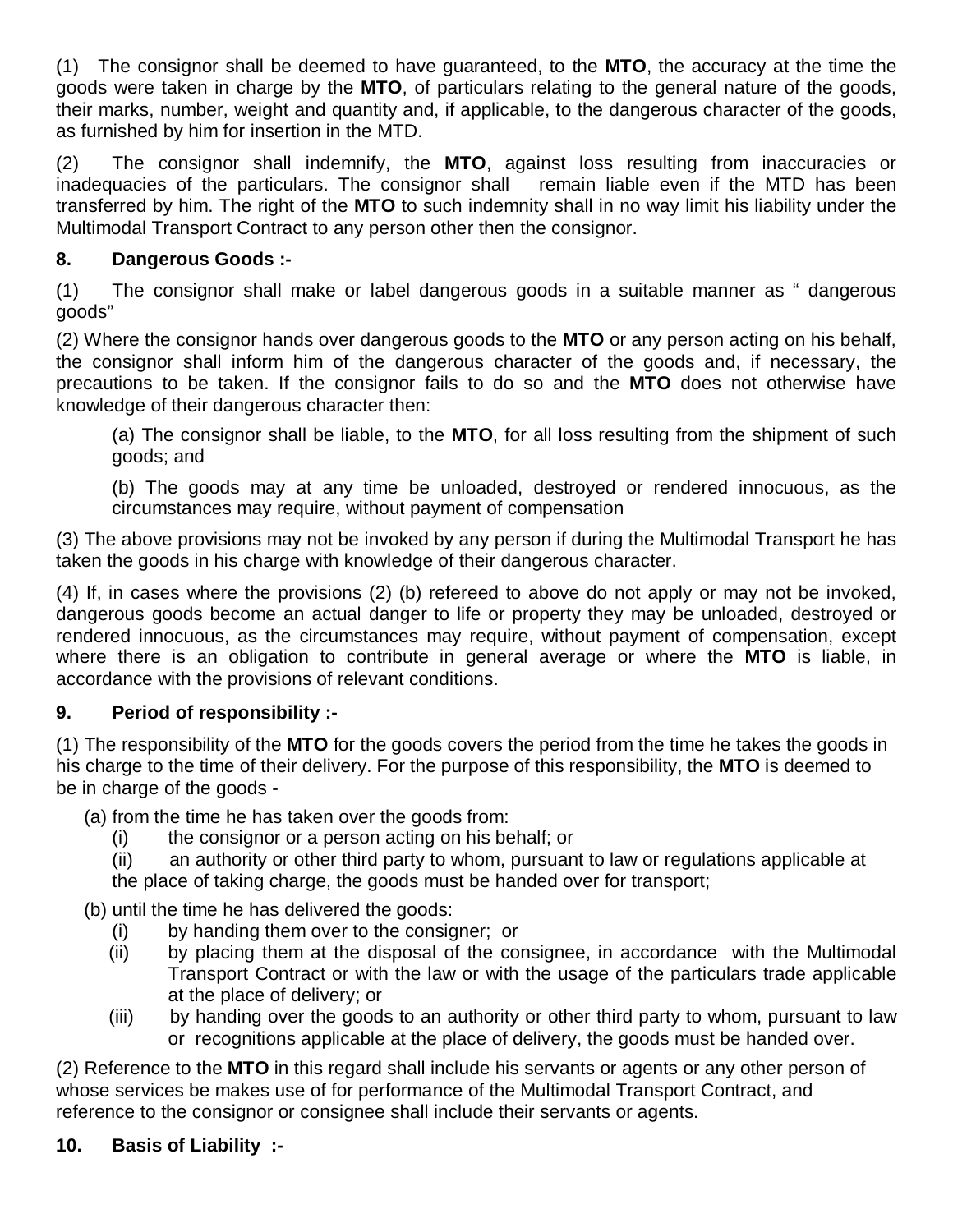(1) The consignor shall be deemed to have guaranteed, to the **MTO**, the accuracy at the time the goods were taken in charge by the **MTO**, of particulars relating to the general nature of the goods, their marks, number, weight and quantity and, if applicable, to the dangerous character of the goods, as furnished by him for insertion in the MTD.

(2) The consignor shall indemnify, the **MTO**, against loss resulting from inaccuracies or inadequacies of the particulars. The consignor shall remain liable even if the MTD has been transferred by him. The right of the **MTO** to such indemnity shall in no way limit his liability under the Multimodal Transport Contract to any person other then the consignor.

**8. Dangerous Goods :-**

(1) The consignor shall make or label dangerous goods in a suitable manner as " dangerous goods"

(2) Where the consignor hands over dangerous goods to the **MTO** or any person acting on his behalf, the consignor shall inform him of the dangerous character of the goods and, if necessary, the precautions to be taken. If the consignor fails to do so and the **MTO** does not otherwise have knowledge of their dangerous character then:

(a) The consignor shall be liable, to the **MTO**, for all loss resulting from the shipment of such goods; and

(b) The goods may at any time be unloaded, destroyed or rendered innocuous, as the circumstances may require, without payment of compensation

(3) The above provisions may not be invoked by any person if during the Multimodal Transport he has taken the goods in his charge with knowledge of their dangerous character.

(4) If, in cases where the provisions (2) (b) refereed to above do not apply or may not be invoked, dangerous goods become an actual danger to life or property they may be unloaded, destroyed or rendered innocuous, as the circumstances may require, without payment of compensation, except where there is an obligation to contribute in general average or where the **MTO** is liable, in accordance with the provisions of relevant conditions.

**9. Period of responsibility :-**

(1) The responsibility of the **MTO** for the goods covers the period from the time he takes the goods in his charge to the time of their delivery. For the purpose of this responsibility, the **MTO** is deemed to be in charge of the goods -

(a) from the time he has taken over the goods from:

(i) the consignor or a person acting on his behalf; or

(ii) an authority or other third party to whom, pursuant to law or regulations applicable at the place of taking charge, the goods must be handed over for transport;

(b) until the time he has delivered the goods:

(i) by handing them over to the consigner; or

(ii) by placing them at the disposal of the consignee, in accordance with the Multimodal Transport Contract or with the law or with the usage of the particulars trade applicable at the place of delivery; or

(iii) by handing over the goods to an authority or other third party to whom, pursuant to law or recognitions applicable at the place of delivery, the goods must be handed over.

(2) Reference to the **MTO** in this regard shall include his servants or agents or any other person of whose services be makes use of for performance of the Multimodal Transport Contract, and reference to the consignor or consignee shall include their servants or agents.

**10. Basis of Liability :-**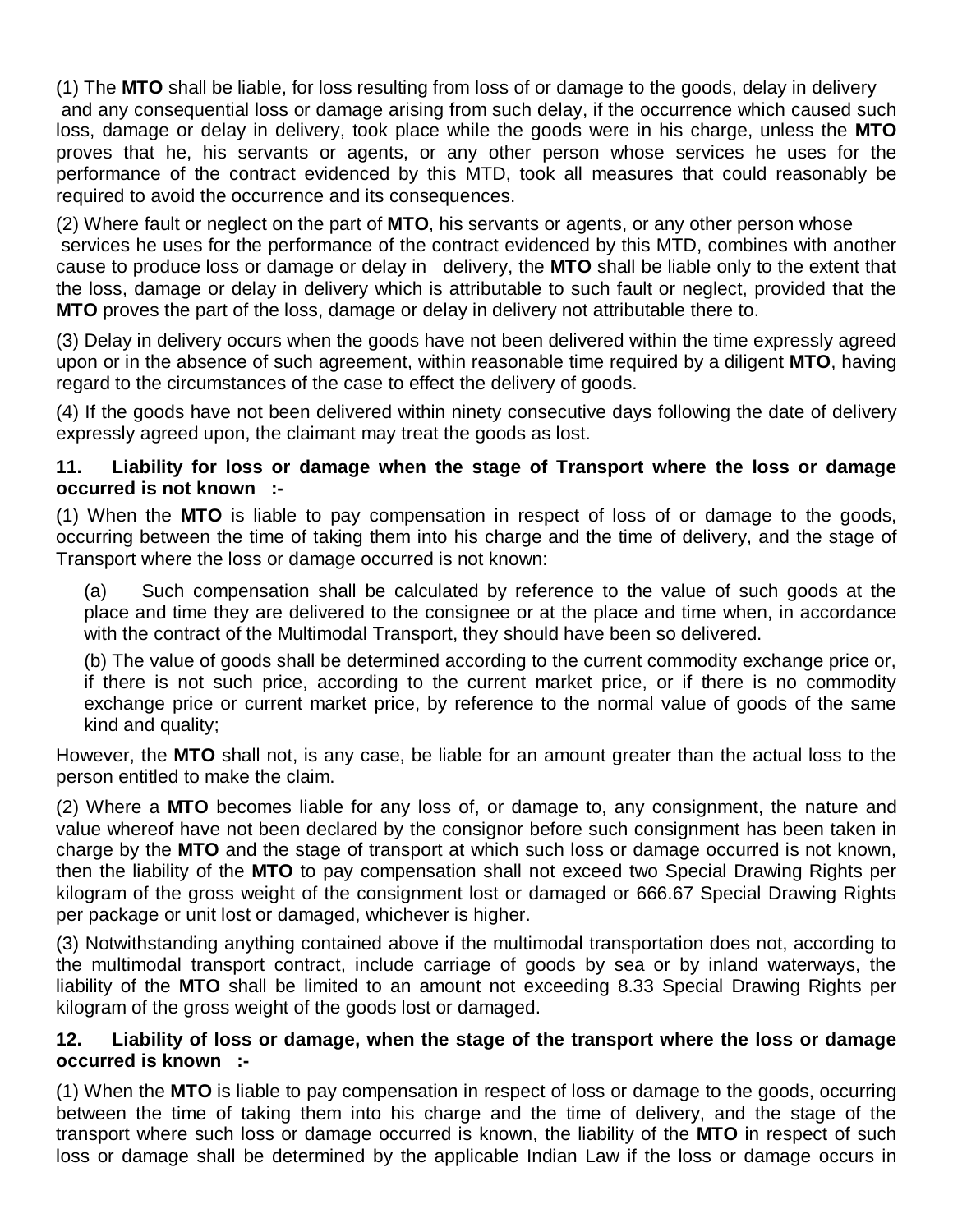(1) The **MTO** shall be liable, for loss resulting from loss of or damage to the goods, delay in delivery and any consequential loss or damage arising from such delay, if the occurrence which caused such loss, damage or delay in delivery, took place while the goods were in his charge, unless the **MTO** proves that he, his servants or agents, or any other person whose services he uses for the performance of the contract evidenced by this MTD, took all measures that could reasonably be required to avoid the occurrence and its consequences.

(2) Where fault or neglect on the part of **MTO**, his servants or agents, or any other person whose services he uses for the performance of the contract evidenced by this MTD, combines with another cause to produce loss or damage or delay in delivery, the **MTO** shall be liable only to the extent that the loss, damage or delay in delivery which is attributable to such fault or neglect, provided that the **MTO** proves the part of the loss, damage or delay in delivery not attributable there to.

(3) Delay in delivery occurs when the goods have not been delivered within the time expressly agreed upon or in the absence of such agreement, within reasonable time required by a diligent **MTO**, having regard to the circumstances of the case to effect the delivery of goods.

(4) If the goods have not been delivered within ninety consecutive days following the date of delivery expressly agreed upon, the claimant may treat the goods as lost.

**11. Liability for loss or damage when the stage of Transport where the loss or damage occurred is not known :-**

(1) When the **MTO** is liable to pay compensation in respect of loss of or damage to the goods, occurring between the time of taking them into his charge and the time of delivery, and the stage of Transport where the loss or damage occurred is not known:

(a) Such compensation shall be calculated by reference to the value of such goods at the place and time they are delivered to the consignee or at the place and time when, in accordance with the contract of the Multimodal Transport, they should have been so delivered.

(b) The value of goods shall be determined according to the current commodity exchange price or, if there is not such price, according to the current market price, or if there is no commodity exchange price or current market price, by reference to the normal value of goods of the same kind and quality;

However, the **MTO** shall not, is any case, be liable for an amount greater than the actual loss to the person entitled to make the claim.

(2) Where a **MTO** becomes liable for any loss of, or damage to, any consignment, the nature and value whereof have not been declared by the consignor before such consignment has been taken in charge by the **MTO** and the stage of transport at which such loss or damage occurred is not known, then the liability of the **MTO** to pay compensation shall not exceed two Special Drawing Rights per kilogram of the gross weight of the consignment lost or damaged or 666.67 Special Drawing Rights per package or unit lost or damaged, whichever is higher.

(3) Notwithstanding anything contained above if the multimodal transportation does not, according to the multimodal transport contract, include carriage of goods by sea or by inland waterways, the liability of the **MTO** shall be limited to an amount not exceeding 8.33 Special Drawing Rights per kilogram of the gross weight of the goods lost or damaged.

**12. Liability of loss or damage, when the stage of the transport where the loss or damage occurred is known :-**

(1) When the **MTO** is liable to pay compensation in respect of loss or damage to the goods, occurring between the time of taking them into his charge and the time of delivery, and the stage of the transport where such loss or damage occurred is known, the liability of the **MTO** in respect of such loss or damage shall be determined by the applicable Indian Law if the loss or damage occurs in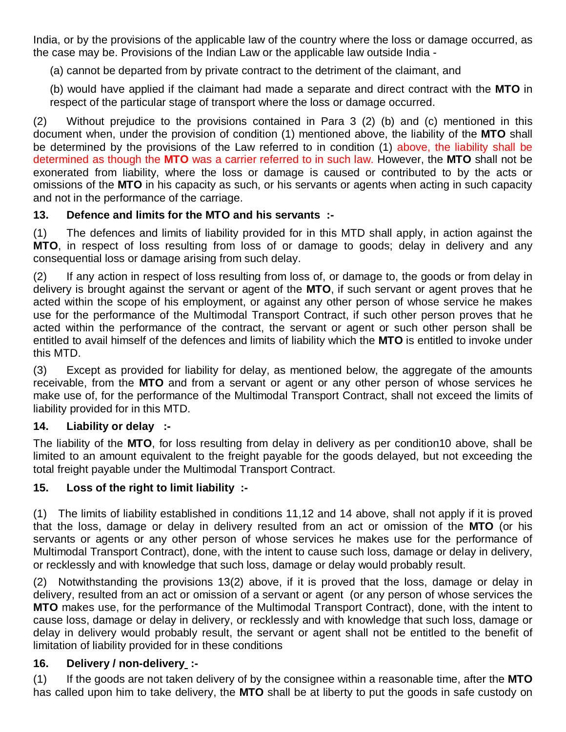India, or by the provisions of the applicable law of the country where the loss or damage occurred, as the case may be. Provisions of the Indian Law or the applicable law outside India -

(a) cannot be departed from by private contract to the detriment of the claimant, and

(b) would have applied if the claimant had made a separate and direct contract with the **MTO** in respect of the particular stage of transport where the loss or damage occurred.

(2) Without prejudice to the provisions contained in Para 3 (2) (b) and (c) mentioned in this document when, under the provision of condition (1) mentioned above, the liability of the **MTO** shall be determined by the provisions of the Law referred to in condition (1) above, the liability shall be determined as though the **MTO** was a carrier referred to in such law. However, the **MTO** shall not be exonerated from liability, where the loss or damage is caused or contributed to by the acts or omissions of the **MTO** in his capacity as such, or his servants or agents when acting in such capacity and not in the performance of the carriage.

**13. Defence and limits for the MTO and his servants :-**

(1) The defences and limits of liability provided for in this MTD shall apply, in action against the **MTO**, in respect of loss resulting from loss of or damage to goods; delay in delivery and any consequential loss or damage arising from such delay.

(2) If any action in respect of loss resulting from loss of, or damage to, the goods or from delay in delivery is brought against the servant or agent of the **MTO**, if such servant or agent proves that he acted within the scope of his employment, or against any other person of whose service he makes use for the performance of the Multimodal Transport Contract, if such other person proves that he acted within the performance of the contract, the servant or agent or such other person shall be entitled to avail himself of the defences and limits of liability which the **MTO** is entitled to invoke under this MTD.

(3) Except as provided for liability for delay, as mentioned below, the aggregate of the amounts receivable, from the **MTO** and from a servant or agent or any other person of whose services he make use of, for the performance of the Multimodal Transport Contract, shall not exceed the limits of liability provided for in this MTD.

**14. Liability or delay :-**

The liability of the **MTO**, for loss resulting from delay in delivery as per condition10 above, shall be limited to an amount equivalent to the freight payable for the goods delayed, but not exceeding the total freight payable under the Multimodal Transport Contract.

**15. Loss of the right to limit liability :-**

(1) The limits of liability established in conditions 11,12 and 14 above, shall not apply if it is proved that the loss, damage or delay in delivery resulted from an act or omission of the **MTO** (or his servants or agents or any other person of whose services he makes use for the performance of Multimodal Transport Contract), done, with the intent to cause such loss, damage or delay in delivery, or recklessly and with knowledge that such loss, damage or delay would probably result.

(2) Notwithstanding the provisions 13(2) above, if it is proved that the loss, damage or delay in delivery, resulted from an act or omission of a servant or agent (or any person of whose services the **MTO** makes use, for the performance of the Multimodal Transport Contract), done, with the intent to cause loss, damage or delay in delivery, or recklessly and with knowledge that such loss, damage or delay in delivery would probably result, the servant or agent shall not be entitled to the benefit of limitation of liability provided for in these conditions

**16. Delivery / non-delivery :-**

(1) If the goods are not taken delivery of by the consignee within a reasonable time, after the **MTO** has called upon him to take delivery, the **MTO** shall be at liberty to put the goods in safe custody on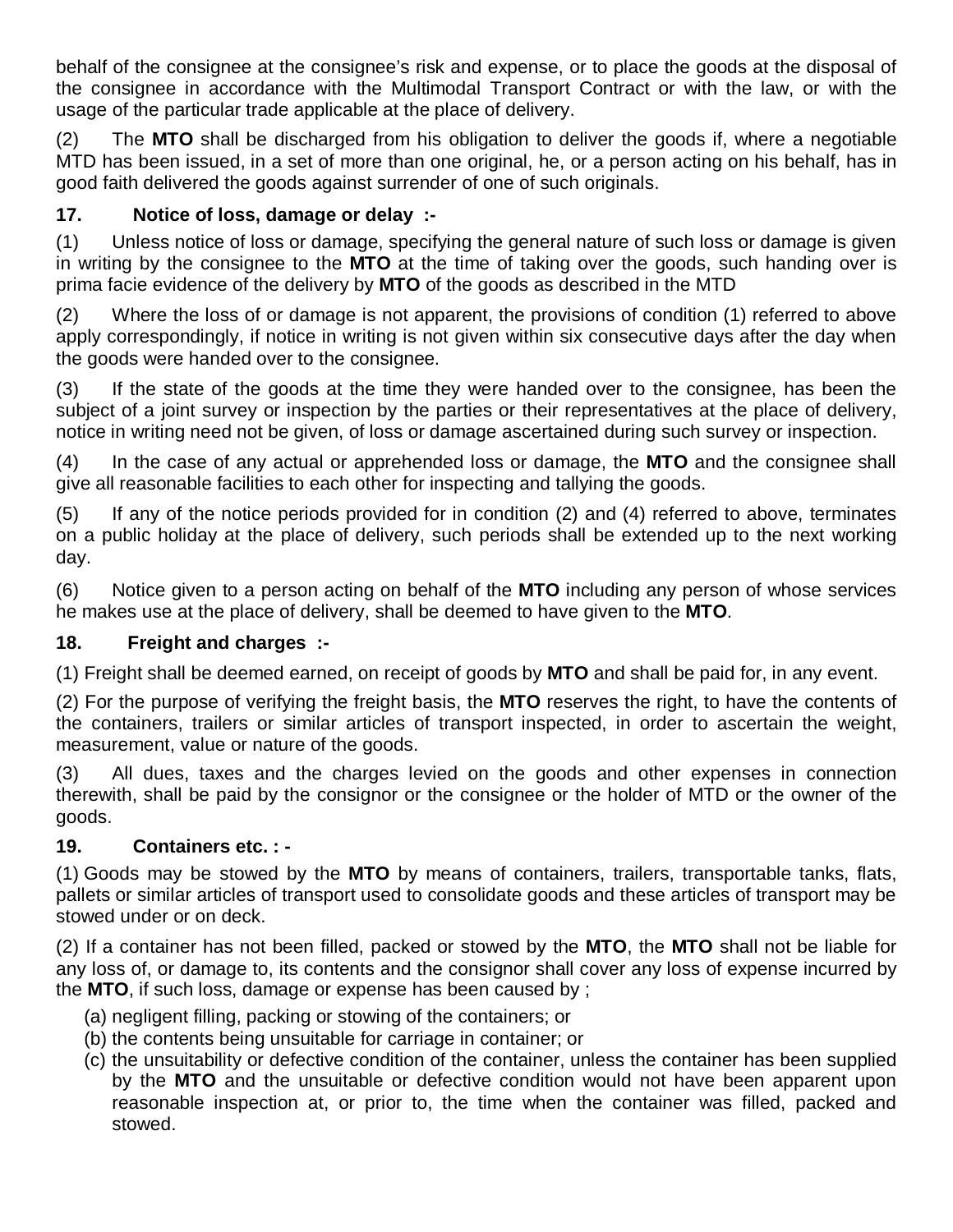behalf of the consignee at the consignee's risk and expense, or to place the goods at the disposal of the consignee in accordance with the Multimodal Transport Contract or with the law, or with the usage of the particular trade applicable at the place of delivery.

(2) The **MTO** shall be discharged from his obligation to deliver the goods if, where a negotiable MTD has been issued, in a set of more than one original, he, or a person acting on his behalf, has in good faith delivered the goods against surrender of one of such originals.

### 17. Notice of loss, damage or delay :-

(1) Unless notice of loss or damage, specifying the general nature of such loss or damage is given in writing by the consignee to the **MTO** at the time of taking over the goods, such handing over is prima facie evidence of the delivery by **MTO** of the goods as described in the MTD

(2) Where the loss of or damage is not apparent, the provisions of condition (1) referred to above apply correspondingly, if notice in writing is not given within six consecutive days after the day when the goods were handed over to the consignee.

(3) If the state of the goods at the time they were handed over to the consignee, has been the subject of a joint survey or inspection by the parties or their representatives at the place of delivery, notice in writing need not be given, of loss or damage ascertained during such survey or inspection.

(4) In the case of any actual or apprehended loss or damage, the **MTO** and the consignee shall give all reasonable facilities to each other for inspecting and tallying the goods.

(5) If any of the notice periods provided for in condition (2) and (4) referred to above, terminates on a public holiday at the place of delivery, such periods shall be extended up to the next working day.

(6) Notice given to a person acting on behalf of the **MTO** including any person of whose services he makes use at the place of delivery, shall be deemed to have given to the **MTO**.

### 18. Freight and charges :-

(1) Freight shall be deemed earned, on receipt of goods by **MTO** and shall be paid for, in any event.

(2) For the purpose of verifying the freight basis, the **MTO** reserves the right, to have the contents of the containers, trailers or similar articles of transport inspected, in order to ascertain the weight, measurement, value or nature of the goods.

(3) All dues, taxes and the charges levied on the goods and other expenses in connection therewith, shall be paid by the consignor or the consignee or the holder of MTD or the owner of the goods.

### 19. Containers etc. : -

(1) Goods may be stowed by the **MTO** by means of containers, trailers, transportable tanks, flats, pallets or similar articles of transport used to consolidate goods and these articles of transport may be stowed under or on deck.

(2) If a container has not been filled, packed or stowed by the **MTO**, the **MTO** shall not be liable for any loss of, or damage to, its contents and the consignor shall cover any loss of expense incurred by the **MTO**, if such loss, damage or expense has been caused by ;

(a) negligent filling, packing or stowing of the containers; or
(b) the contents being unsuitable for carriage in container; or
(c) the unsuitability or defective condition of the container, unless the container has been supplied by the **MTO** and the unsuitable or defective condition would not have been apparent upon reasonable inspection at, or prior to, the time when the container was filled, packed and stowed.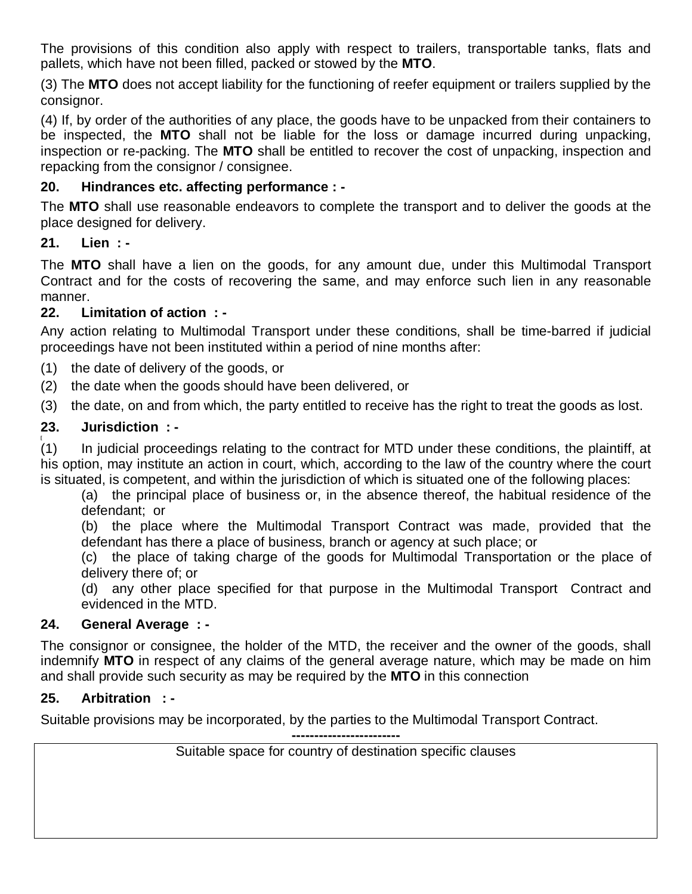The provisions of this condition also apply with respect to trailers, transportable tanks, flats and pallets, which have not been filled, packed or stowed by the **MTO**.

(3) The **MTO** does not accept liability for the functioning of reefer equipment or trailers supplied by the consignor.

(4) If, by order of the authorities of any place, the goods have to be unpacked from their containers to be inspected, the **MTO** shall not be liable for the loss or damage incurred during unpacking, inspection or re-packing. The **MTO** shall be entitled to recover the cost of unpacking, inspection and repacking from the consignor / consignee.

**20. Hindrances etc. affecting performance : -**

The **MTO** shall use reasonable endeavors to complete the transport and to deliver the goods at the place designed for delivery.

**21. Lien : -**

The **MTO** shall have a lien on the goods, for any amount due, under this Multimodal Transport Contract and for the costs of recovering the same, and may enforce such lien in any reasonable manner.

**22. Limitation of action : -**

Any action relating to Multimodal Transport under these conditions, shall be time-barred if judicial proceedings have not been instituted within a period of nine months after:

(1) the date of delivery of the goods, or

(2) the date when the goods should have been delivered, or

(3) the date, on and from which, the party entitled to receive has the right to treat the goods as lost.

**23. Jurisdiction : -**

(1) In judicial proceedings relating to the contract for MTD under these conditions, the plaintiff, at his option, may institute an action in court, which, according to the law of the country where the court is situated, is competent, and within the jurisdiction of which is situated one of the following places:

(a) the principal place of business or, in the absence thereof, the habitual residence of the defendant; or

(b) the place where the Multimodal Transport Contract was made, provided that the defendant has there a place of business, branch or agency at such place; or

(c) the place of taking charge of the goods for Multimodal Transportation or the place of delivery there of; or

(d) any other place specified for that purpose in the Multimodal Transport Contract and evidenced in the MTD.

**24. General Average : -**

The consignor or consignee, the holder of the MTD, the receiver and the owner of the goods, shall indemnify **MTO** in respect of any claims of the general average nature, which may be made on him and shall provide such security as may be required by the **MTO** in this connection

**25. Arbitration : -**

Suitable provisions may be incorporated, by the parties to the Multimodal Transport Contract.

-----------------------

Suitable space for country of destination specific clauses